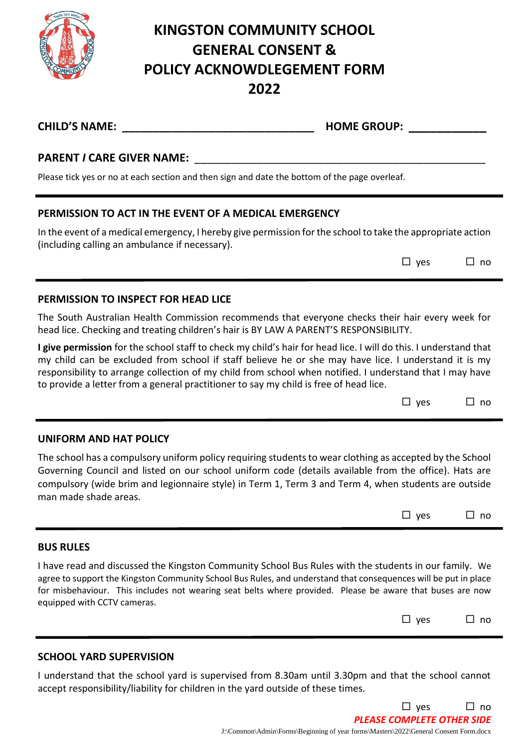# KINGSTON COMMUNITY SCHOOL GENERAL CONSENT & POLICY ACKNOWDLEGEMENT FORM 2022

**CHILD'S NAME:** ______________________________ **HOME GROUP:** ____________

**PARENT / CARE GIVER NAME:** ______________________________________________

Please tick yes or no at each section and then sign and date the bottom of the page overleaf.

---

### PERMISSION TO ACT IN THE EVENT OF A MEDICAL EMERGENCY

In the event of a medical emergency, I hereby give permission for the school to take the appropriate action (including calling an ambulance if necessary).

☐ yes ☐ no

---

### PERMISSION TO INSPECT FOR HEAD LICE

The South Australian Health Commission recommends that everyone checks their hair every week for head lice. Checking and treating children's hair is BY LAW A PARENT'S RESPONSIBILITY.

**I give permission** for the school staff to check my child's hair for head lice. I will do this. I understand that my child can be excluded from school if staff believe he or she may have lice. I understand it is my responsibility to arrange collection of my child from school when notified. I understand that I may have to provide a letter from a general practitioner to say my child is free of head lice.

☐ yes ☐ no

---

### UNIFORM AND HAT POLICY

The school has a compulsory uniform policy requiring students to wear clothing as accepted by the School Governing Council and listed on our school uniform code (details available from the office). Hats are compulsory (wide brim and legionnaire style) in Term 1, Term 3 and Term 4, when students are outside man made shade areas.

☐ yes ☐ no

---

### BUS RULES

I have read and discussed the Kingston Community School Bus Rules with the students in our family. We agree to support the Kingston Community School Bus Rules, and understand that consequences will be put in place for misbehaviour. This includes not wearing seat belts where provided. Please be aware that buses are now equipped with CCTV cameras.

☐ yes ☐ no

---

### SCHOOL YARD SUPERVISION

I understand that the school yard is supervised from 8.30am until 3.30pm and that the school cannot accept responsibility/liability for children in the yard outside of these times.

☐ yes ☐ no

***PLEASE COMPLETE OTHER SIDE***

J:\Common\Admin\Forms\Beginning of year forms\Masters\2022\General Consent Form.docx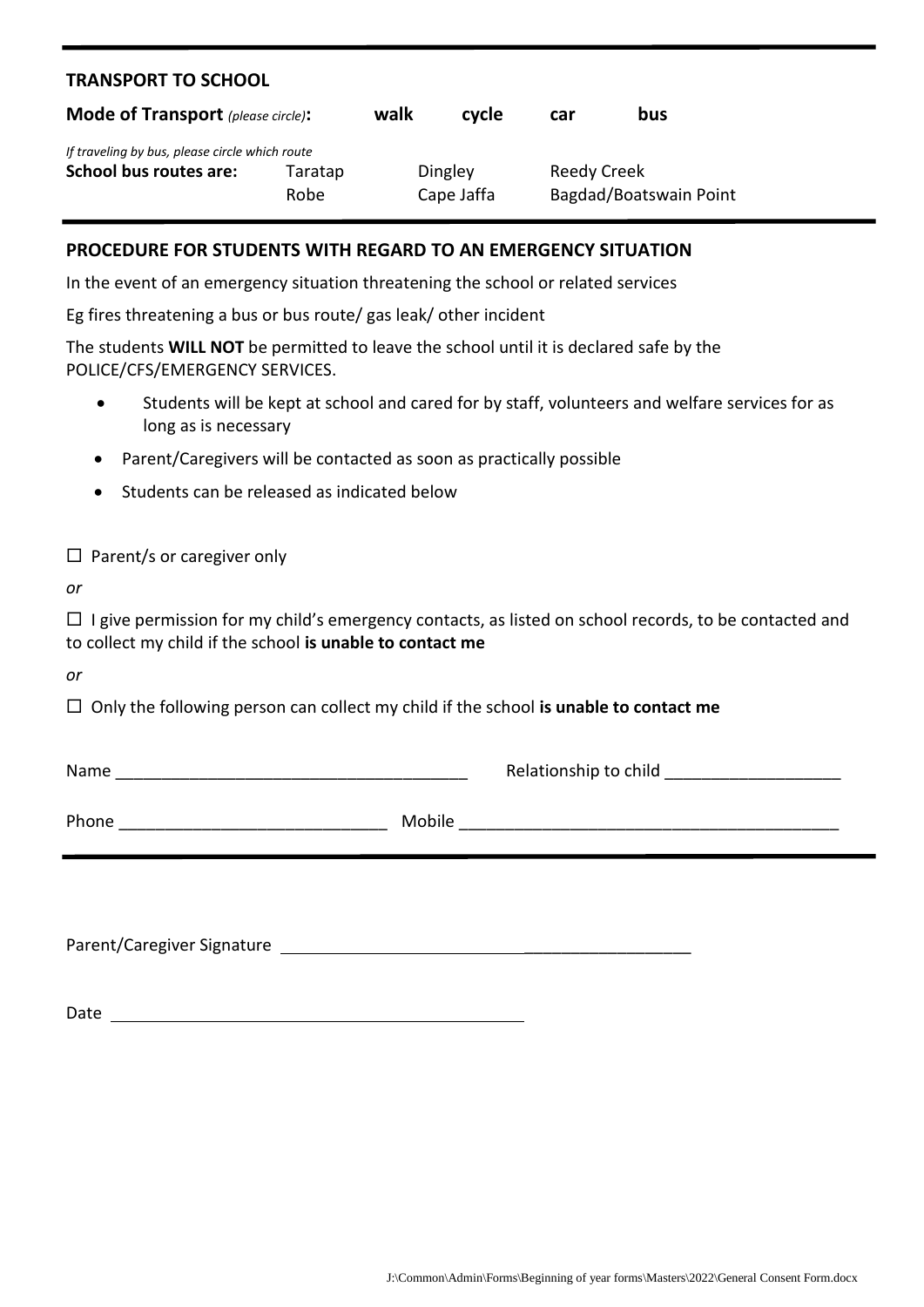## TRANSPORT TO SCHOOL

**Mode of Transport** *(please circle)***:** **walk** **cycle** **car** **bus**

*If traveling by bus, please circle which route*

| | | | |
|---|---|---|---|
| **School bus routes are:** | Taratap | Dingley | Reedy Creek |
| | Robe | Cape Jaffa | Bagdad/Boatswain Point |

## PROCEDURE FOR STUDENTS WITH REGARD TO AN EMERGENCY SITUATION

In the event of an emergency situation threatening the school or related services

Eg fires threatening a bus or bus route/ gas leak/ other incident

The students **WILL NOT** be permitted to leave the school until it is declared safe by the POLICE/CFS/EMERGENCY SERVICES.

- Students will be kept at school and cared for by staff, volunteers and welfare services for as long as is necessary
- Parent/Caregivers will be contacted as soon as practically possible
- Students can be released as indicated below

☐ Parent/s or caregiver only

*or*

☐ I give permission for my child's emergency contacts, as listed on school records, to be contacted and to collect my child if the school **is unable to contact me**

*or*

☐ Only the following person can collect my child if the school **is unable to contact me**

Name ______________________________________ Relationship to child ___________________

Phone _____________________________ Mobile _________________________________________

Parent/Caregiver Signature ____________________________________________

Date ____________________________________________